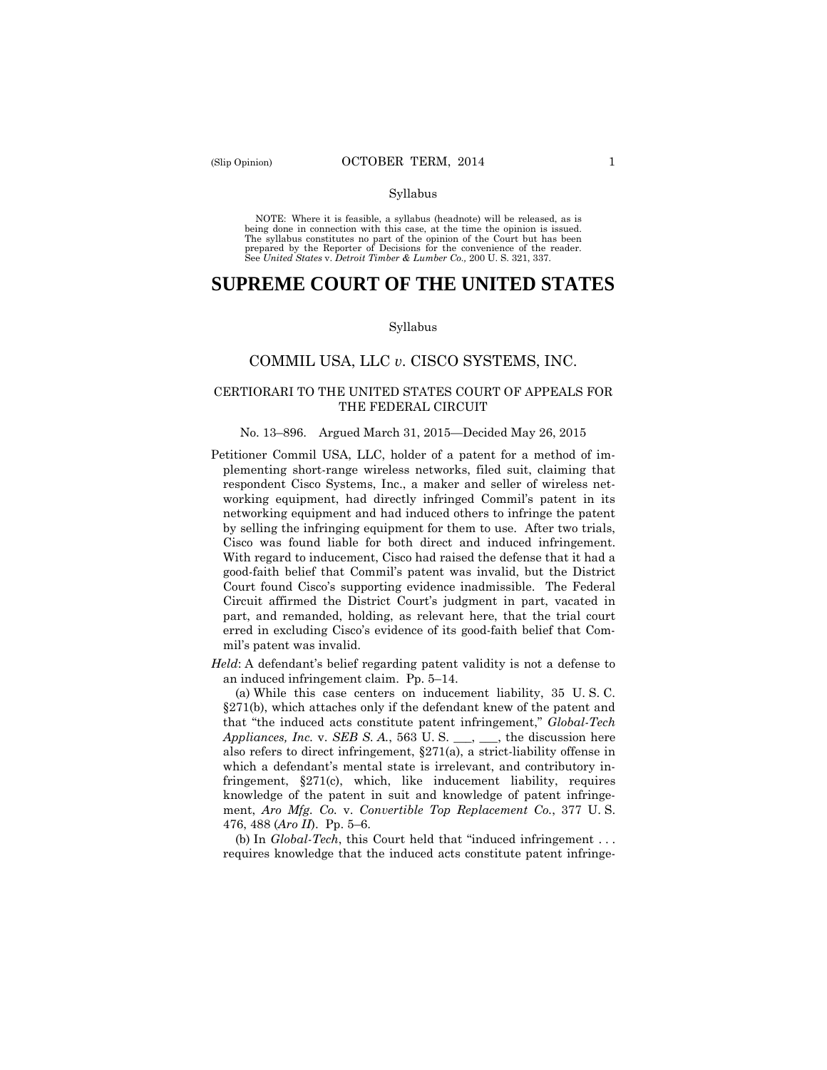Syllabus

NOTE: Where it is feasible, a syllabus (headnote) will be released, as is being done in connection with this case, at the time the opinion is issued. The syllabus constitutes no part of the opinion of the Court but has been prepared by the Reporter of Decisions for the convenience of the reader. See *United States* v. *Detroit Timber & Lumber Co.,* 200 U. S. 321, 337.

# SUPREME COURT OF THE UNITED STATES

Syllabus

## COMMIL USA, LLC *v.* CISCO SYSTEMS, INC.

### CERTIORARI TO THE UNITED STATES COURT OF APPEALS FOR THE FEDERAL CIRCUIT

No. 13–896. Argued March 31, 2015—Decided May 26, 2015

Petitioner Commil USA, LLC, holder of a patent for a method of implementing short-range wireless networks, filed suit, claiming that respondent Cisco Systems, Inc., a maker and seller of wireless networking equipment, had directly infringed Commil's patent in its networking equipment and had induced others to infringe the patent by selling the infringing equipment for them to use. After two trials, Cisco was found liable for both direct and induced infringement. With regard to inducement, Cisco had raised the defense that it had a good-faith belief that Commil's patent was invalid, but the District Court found Cisco's supporting evidence inadmissible. The Federal Circuit affirmed the District Court's judgment in part, vacated in part, and remanded, holding, as relevant here, that the trial court erred in excluding Cisco's evidence of its good-faith belief that Commil's patent was invalid.

*Held*: A defendant's belief regarding patent validity is not a defense to an induced infringement claim. Pp. 5–14.

(a) While this case centers on inducement liability, 35 U. S. C. §271(b), which attaches only if the defendant knew of the patent and that "the induced acts constitute patent infringement," *Global-Tech Appliances, Inc.* v. *SEB S. A.*, 563 U. S. ___, ___, the discussion here also refers to direct infringement, §271(a), a strict-liability offense in which a defendant's mental state is irrelevant, and contributory infringement, §271(c), which, like inducement liability, requires knowledge of the patent in suit and knowledge of patent infringement, *Aro Mfg. Co.* v. *Convertible Top Replacement Co.*, 377 U. S. 476, 488 (*Aro II*). Pp. 5–6.

(b) In *Global-Tech*, this Court held that "induced infringement . . . requires knowledge that the induced acts constitute patent infringe-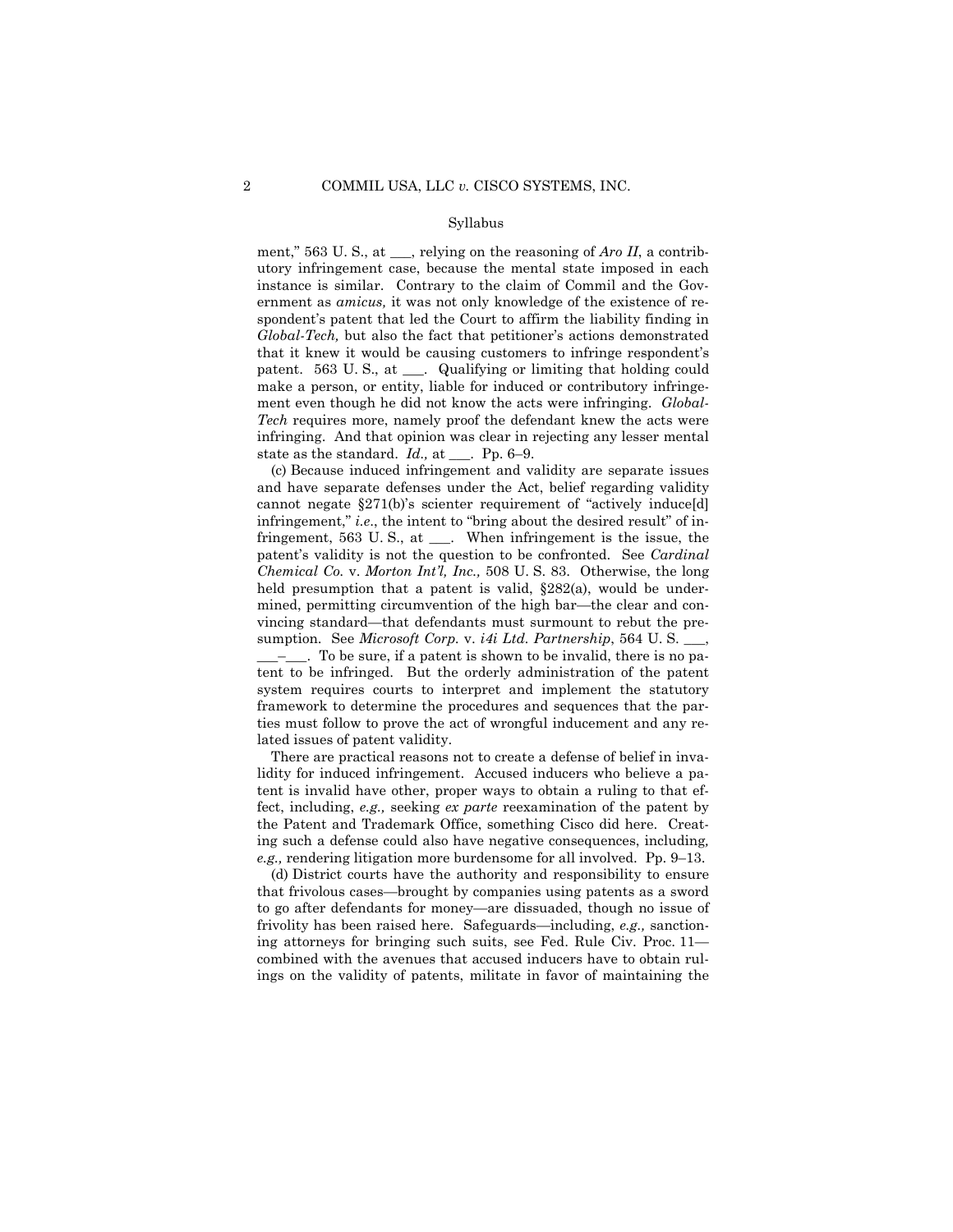Syllabus

ment," 563 U. S., at ___, relying on the reasoning of *Aro II*, a contributory infringement case, because the mental state imposed in each instance is similar. Contrary to the claim of Commil and the Government as *amicus,* it was not only knowledge of the existence of respondent's patent that led the Court to affirm the liability finding in *Global-Tech,* but also the fact that petitioner's actions demonstrated that it knew it would be causing customers to infringe respondent's patent. 563 U. S., at ___. Qualifying or limiting that holding could make a person, or entity, liable for induced or contributory infringement even though he did not know the acts were infringing. *Global-Tech* requires more, namely proof the defendant knew the acts were infringing. And that opinion was clear in rejecting any lesser mental state as the standard. *Id.,* at ___. Pp. 6–9.

(c) Because induced infringement and validity are separate issues and have separate defenses under the Act, belief regarding validity cannot negate §271(b)'s scienter requirement of "actively induce[d] infringement," *i.e.*, the intent to "bring about the desired result" of infringement, 563 U. S., at ___. When infringement is the issue, the patent's validity is not the question to be confronted. See *Cardinal Chemical Co.* v. *Morton Int'l, Inc.,* 508 U. S. 83. Otherwise, the long held presumption that a patent is valid, §282(a), would be undermined, permitting circumvention of the high bar—the clear and convincing standard—that defendants must surmount to rebut the presumption. See *Microsoft Corp.* v. *i4i Ltd. Partnership*, 564 U. S. ___, ___–___. To be sure, if a patent is shown to be invalid, there is no patent to be infringed. But the orderly administration of the patent system requires courts to interpret and implement the statutory framework to determine the procedures and sequences that the parties must follow to prove the act of wrongful inducement and any related issues of patent validity.

There are practical reasons not to create a defense of belief in invalidity for induced infringement. Accused inducers who believe a patent is invalid have other, proper ways to obtain a ruling to that effect, including, *e.g.,* seeking *ex parte* reexamination of the patent by the Patent and Trademark Office, something Cisco did here. Creating such a defense could also have negative consequences, including, *e.g.,* rendering litigation more burdensome for all involved. Pp. 9–13.

(d) District courts have the authority and responsibility to ensure that frivolous cases—brought by companies using patents as a sword to go after defendants for money—are dissuaded, though no issue of frivolity has been raised here. Safeguards—including, *e.g.,* sanctioning attorneys for bringing such suits, see Fed. Rule Civ. Proc. 11—combined with the avenues that accused inducers have to obtain rulings on the validity of patents, militate in favor of maintaining the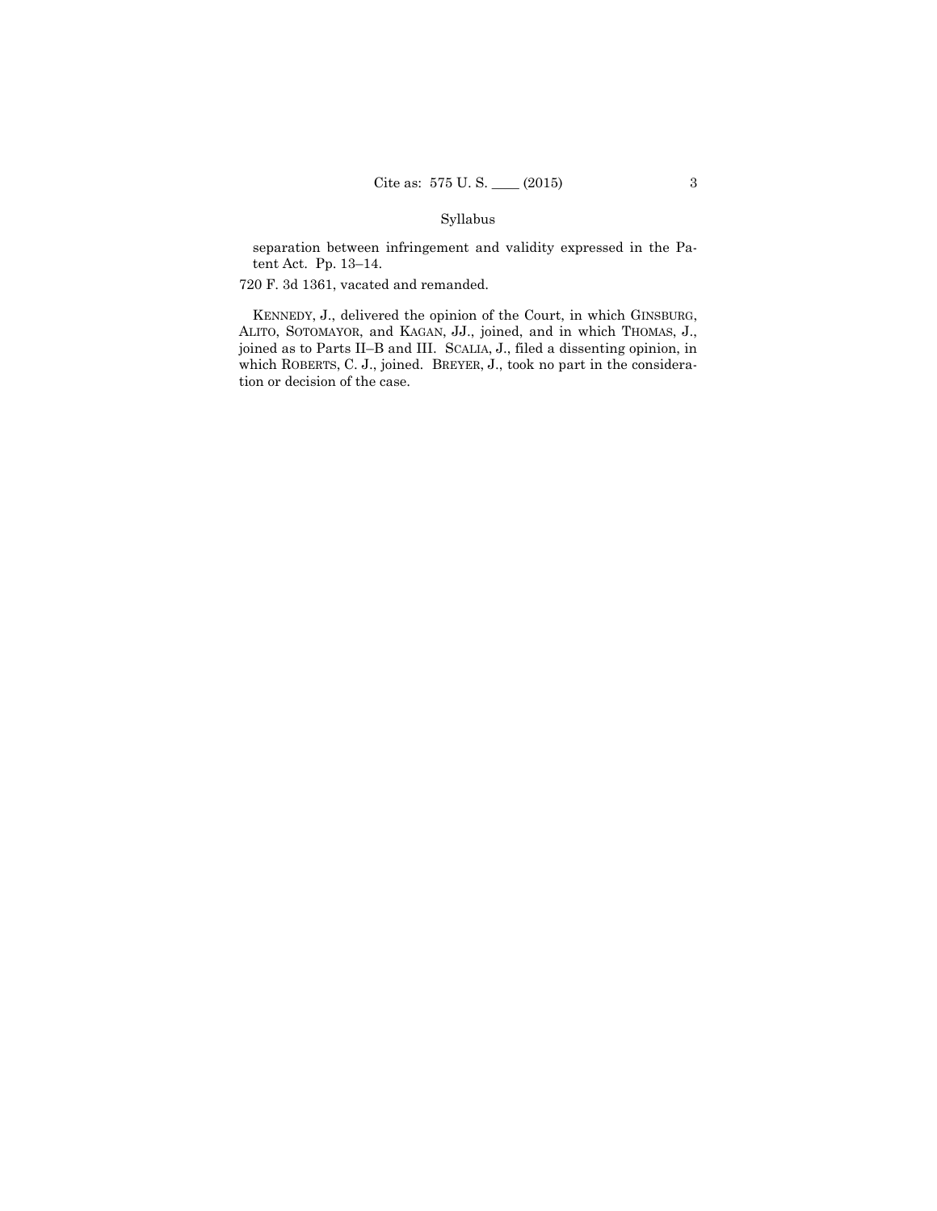separation between infringement and validity expressed in the Patent Act. Pp. 13–14.

720 F. 3d 1361, vacated and remanded.

KENNEDY, J., delivered the opinion of the Court, in which GINSBURG, ALITO, SOTOMAYOR, and KAGAN, JJ., joined, and in which THOMAS, J., joined as to Parts II–B and III. SCALIA, J., filed a dissenting opinion, in which ROBERTS, C. J., joined. BREYER, J., took no part in the consideration or decision of the case.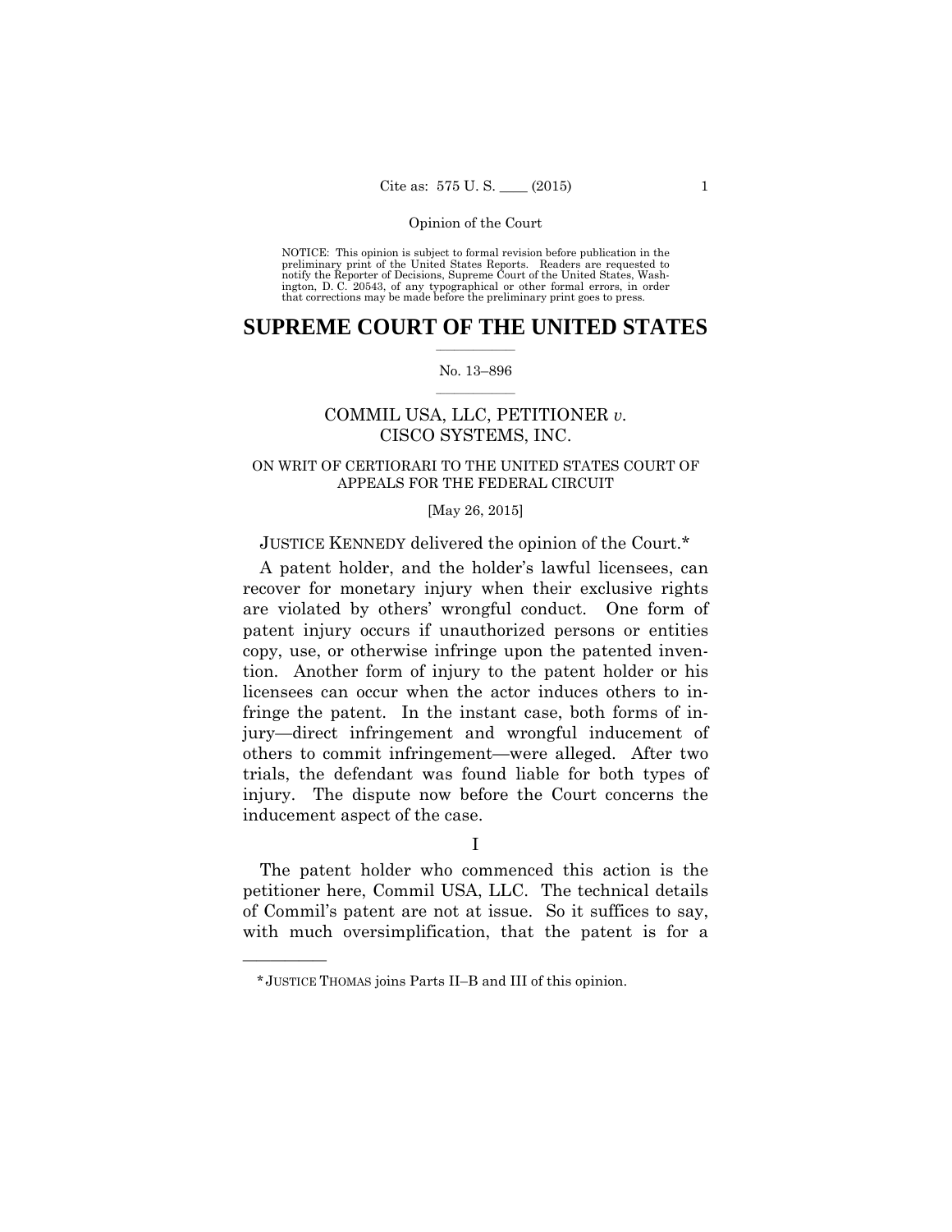Opinion of the Court

NOTICE: This opinion is subject to formal revision before publication in the preliminary print of the United States Reports. Readers are requested to notify the Reporter of Decisions, Supreme Court of the United States, Washington, D. C. 20543, of any typographical or other formal errors, in order that corrections may be made before the preliminary print goes to press.

# SUPREME COURT OF THE UNITED STATES

No. 13–896

COMMIL USA, LLC, PETITIONER *v.* CISCO SYSTEMS, INC.

ON WRIT OF CERTIORARI TO THE UNITED STATES COURT OF APPEALS FOR THE FEDERAL CIRCUIT

[May 26, 2015]

JUSTICE KENNEDY delivered the opinion of the Court.*

A patent holder, and the holder's lawful licensees, can recover for monetary injury when their exclusive rights are violated by others' wrongful conduct. One form of patent injury occurs if unauthorized persons or entities copy, use, or otherwise infringe upon the patented invention. Another form of injury to the patent holder or his licensees can occur when the actor induces others to infringe the patent. In the instant case, both forms of injury—direct infringement and wrongful inducement of others to commit infringement—were alleged. After two trials, the defendant was found liable for both types of injury. The dispute now before the Court concerns the inducement aspect of the case.

I

The patent holder who commenced this action is the petitioner here, Commil USA, LLC. The technical details of Commil's patent are not at issue. So it suffices to say, with much oversimplification, that the patent is for a

---

\* JUSTICE THOMAS joins Parts II–B and III of this opinion.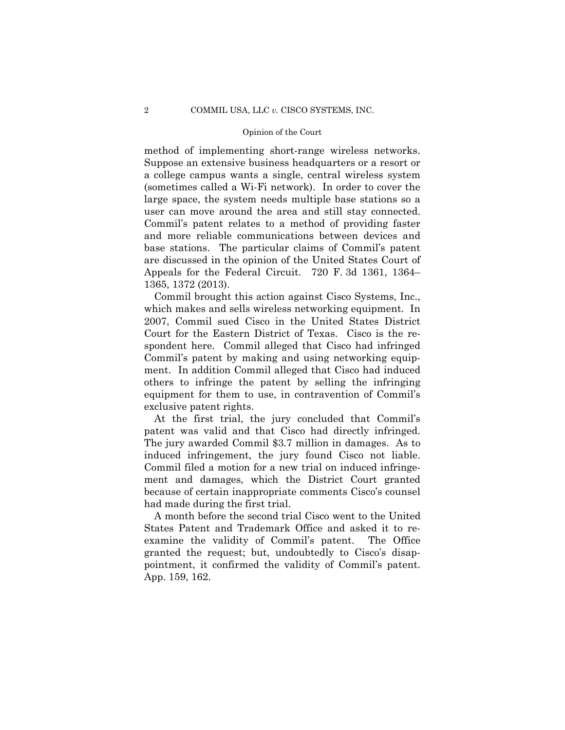method of implementing short-range wireless networks. Suppose an extensive business headquarters or a resort or a college campus wants a single, central wireless system (sometimes called a Wi-Fi network). In order to cover the large space, the system needs multiple base stations so a user can move around the area and still stay connected. Commil's patent relates to a method of providing faster and more reliable communications between devices and base stations. The particular claims of Commil's patent are discussed in the opinion of the United States Court of Appeals for the Federal Circuit. 720 F. 3d 1361, 1364–1365, 1372 (2013).

Commil brought this action against Cisco Systems, Inc., which makes and sells wireless networking equipment. In 2007, Commil sued Cisco in the United States District Court for the Eastern District of Texas. Cisco is the respondent here. Commil alleged that Cisco had infringed Commil's patent by making and using networking equipment. In addition Commil alleged that Cisco had induced others to infringe the patent by selling the infringing equipment for them to use, in contravention of Commil's exclusive patent rights.

At the first trial, the jury concluded that Commil's patent was valid and that Cisco had directly infringed. The jury awarded Commil $3.7 million in damages. As to induced infringement, the jury found Cisco not liable. Commil filed a motion for a new trial on induced infringement and damages, which the District Court granted because of certain inappropriate comments Cisco's counsel had made during the first trial.

A month before the second trial Cisco went to the United States Patent and Trademark Office and asked it to reexamine the validity of Commil's patent. The Office granted the request; but, undoubtedly to Cisco's disappointment, it confirmed the validity of Commil's patent. App. 159, 162.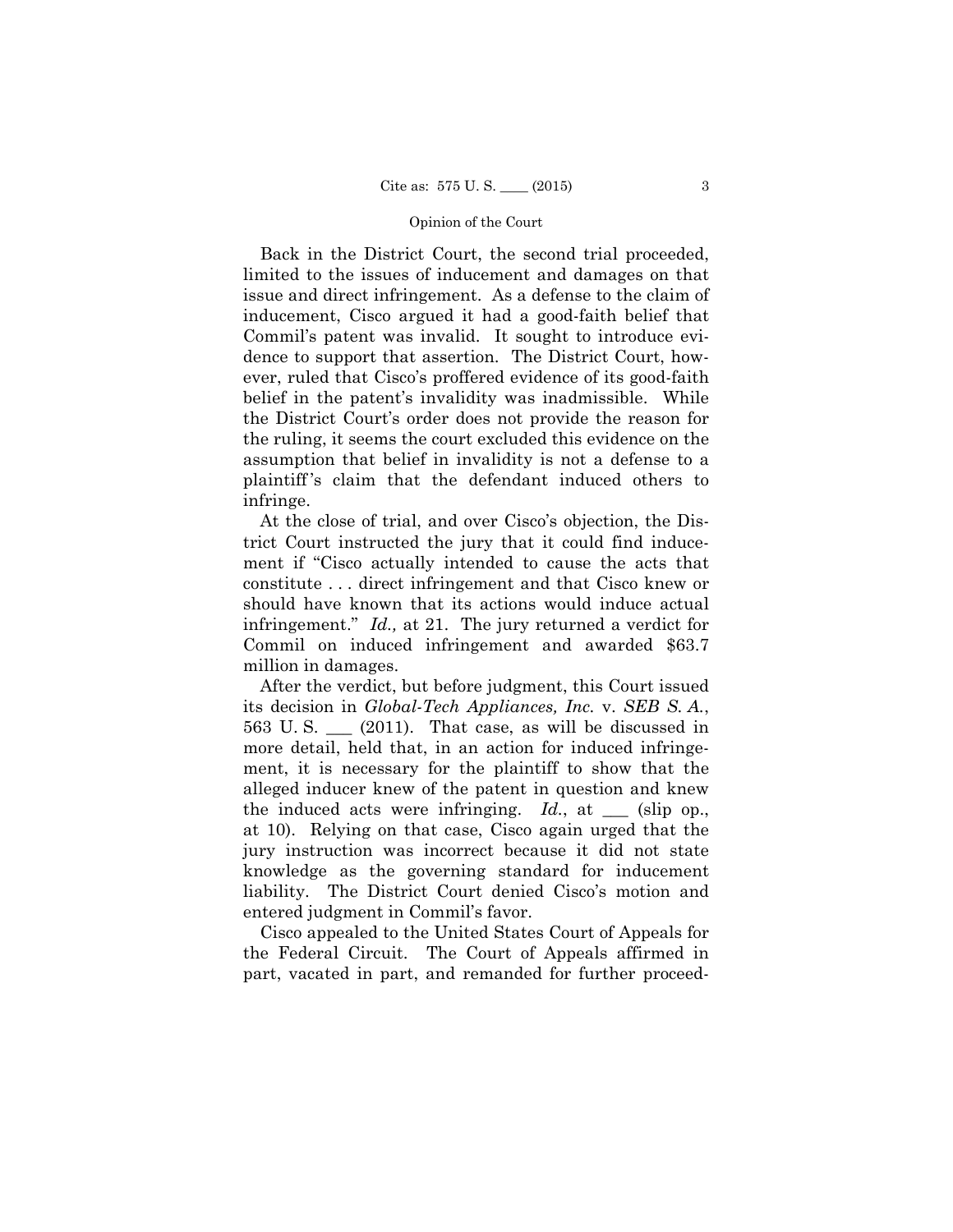Back in the District Court, the second trial proceeded, limited to the issues of inducement and damages on that issue and direct infringement. As a defense to the claim of inducement, Cisco argued it had a good-faith belief that Commil's patent was invalid. It sought to introduce evidence to support that assertion. The District Court, however, ruled that Cisco's proffered evidence of its good-faith belief in the patent's invalidity was inadmissible. While the District Court's order does not provide the reason for the ruling, it seems the court excluded this evidence on the assumption that belief in invalidity is not a defense to a plaintiff's claim that the defendant induced others to infringe.

At the close of trial, and over Cisco's objection, the District Court instructed the jury that it could find inducement if "Cisco actually intended to cause the acts that constitute . . . direct infringement and that Cisco knew or should have known that its actions would induce actual infringement." *Id.,* at 21. The jury returned a verdict for Commil on induced infringement and awarded $63.7 million in damages.

After the verdict, but before judgment, this Court issued its decision in *Global-Tech Appliances, Inc.* v. *SEB S. A.*, 563 U. S. ___ (2011). That case, as will be discussed in more detail, held that, in an action for induced infringement, it is necessary for the plaintiff to show that the alleged inducer knew of the patent in question and knew the induced acts were infringing. *Id.*, at ___ (slip op., at 10). Relying on that case, Cisco again urged that the jury instruction was incorrect because it did not state knowledge as the governing standard for inducement liability. The District Court denied Cisco's motion and entered judgment in Commil's favor.

Cisco appealed to the United States Court of Appeals for the Federal Circuit. The Court of Appeals affirmed in part, vacated in part, and remanded for further proceed-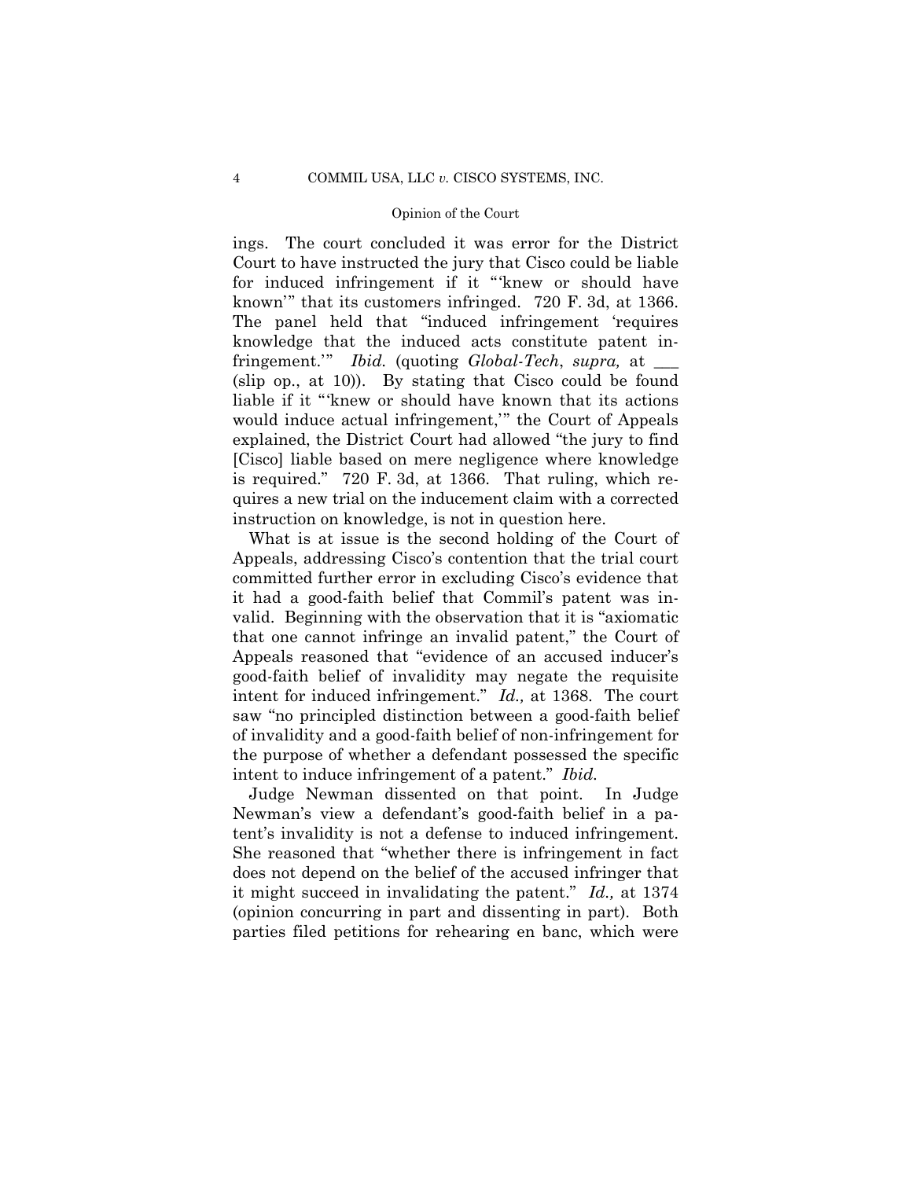ings. The court concluded it was error for the District Court to have instructed the jury that Cisco could be liable for induced infringement if it "'knew or should have known'" that its customers infringed. 720 F. 3d, at 1366. The panel held that "induced infringement 'requires knowledge that the induced acts constitute patent infringement.'" *Ibid.* (quoting *Global-Tech*, *supra,* at ___ (slip op., at 10)). By stating that Cisco could be found liable if it "'knew or should have known that its actions would induce actual infringement,'" the Court of Appeals explained, the District Court had allowed "the jury to find [Cisco] liable based on mere negligence where knowledge is required." 720 F. 3d, at 1366. That ruling, which requires a new trial on the inducement claim with a corrected instruction on knowledge, is not in question here.

What is at issue is the second holding of the Court of Appeals, addressing Cisco's contention that the trial court committed further error in excluding Cisco's evidence that it had a good-faith belief that Commil's patent was invalid. Beginning with the observation that it is "axiomatic that one cannot infringe an invalid patent," the Court of Appeals reasoned that "evidence of an accused inducer's good-faith belief of invalidity may negate the requisite intent for induced infringement." *Id.,* at 1368. The court saw "no principled distinction between a good-faith belief of invalidity and a good-faith belief of non-infringement for the purpose of whether a defendant possessed the specific intent to induce infringement of a patent." *Ibid.*

Judge Newman dissented on that point. In Judge Newman's view a defendant's good-faith belief in a patent's invalidity is not a defense to induced infringement. She reasoned that "whether there is infringement in fact does not depend on the belief of the accused infringer that it might succeed in invalidating the patent." *Id.,* at 1374 (opinion concurring in part and dissenting in part). Both parties filed petitions for rehearing en banc, which were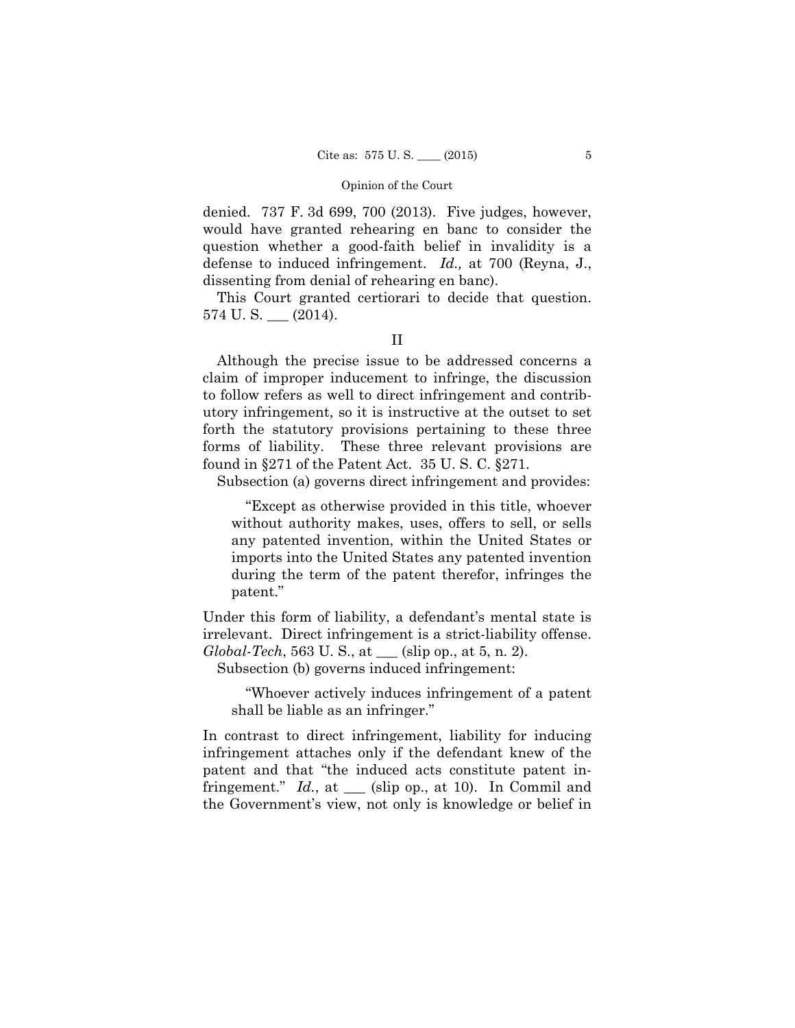denied. 737 F. 3d 699, 700 (2013). Five judges, however, would have granted rehearing en banc to consider the question whether a good-faith belief in invalidity is a defense to induced infringement. *Id.,* at 700 (Reyna, J., dissenting from denial of rehearing en banc).

This Court granted certiorari to decide that question. 574 U. S. ___ (2014).

## II

Although the precise issue to be addressed concerns a claim of improper inducement to infringe, the discussion to follow refers as well to direct infringement and contributory infringement, so it is instructive at the outset to set forth the statutory provisions pertaining to these three forms of liability. These three relevant provisions are found in §271 of the Patent Act. 35 U. S. C. §271.

Subsection (a) governs direct infringement and provides:

> "Except as otherwise provided in this title, whoever without authority makes, uses, offers to sell, or sells any patented invention, within the United States or imports into the United States any patented invention during the term of the patent therefor, infringes the patent."

Under this form of liability, a defendant's mental state is irrelevant. Direct infringement is a strict-liability offense. *Global-Tech*, 563 U. S., at ___ (slip op., at 5, n. 2).

Subsection (b) governs induced infringement:

> "Whoever actively induces infringement of a patent shall be liable as an infringer."

In contrast to direct infringement, liability for inducing infringement attaches only if the defendant knew of the patent and that "the induced acts constitute patent infringement." *Id.*, at ___ (slip op., at 10). In Commil and the Government's view, not only is knowledge or belief in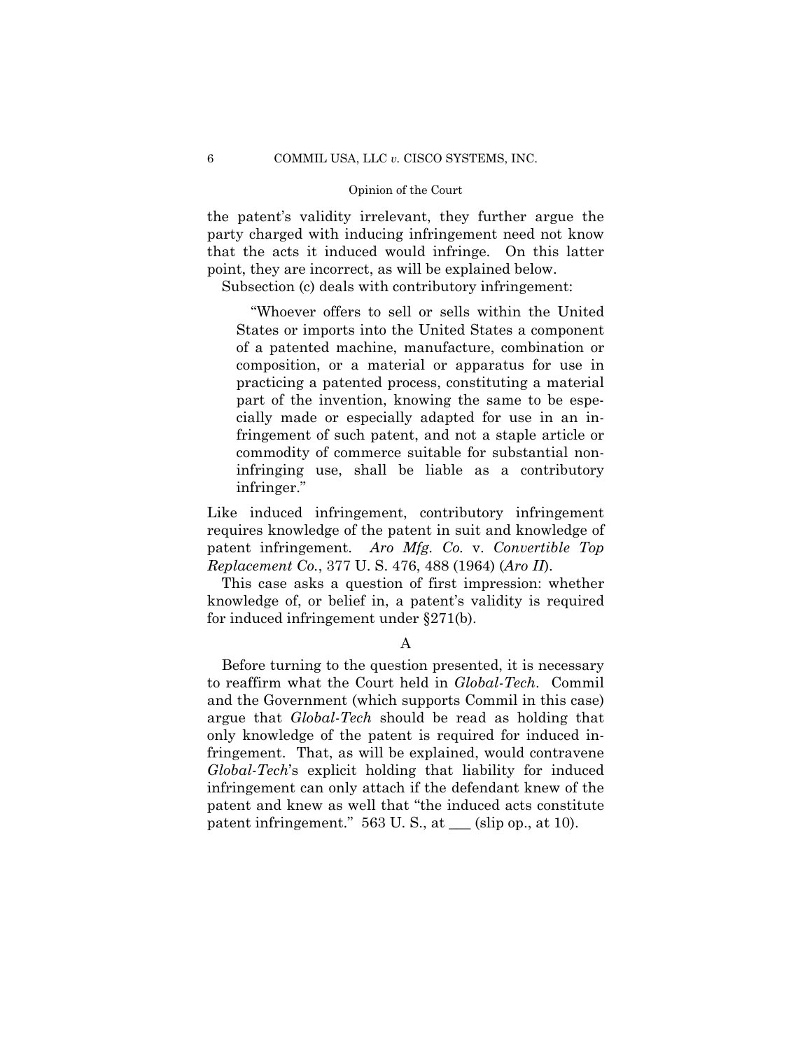the patent's validity irrelevant, they further argue the party charged with inducing infringement need not know that the acts it induced would infringe. On this latter point, they are incorrect, as will be explained below.

Subsection (c) deals with contributory infringement:

> "Whoever offers to sell or sells within the United States or imports into the United States a component of a patented machine, manufacture, combination or composition, or a material or apparatus for use in practicing a patented process, constituting a material part of the invention, knowing the same to be especially made or especially adapted for use in an infringement of such patent, and not a staple article or commodity of commerce suitable for substantial noninfringing use, shall be liable as a contributory infringer."

Like induced infringement, contributory infringement requires knowledge of the patent in suit and knowledge of patent infringement. *Aro Mfg. Co.* v. *Convertible Top Replacement Co.*, 377 U. S. 476, 488 (1964) (*Aro II*).

This case asks a question of first impression: whether knowledge of, or belief in, a patent's validity is required for induced infringement under §271(b).

## A

Before turning to the question presented, it is necessary to reaffirm what the Court held in *Global-Tech*. Commil and the Government (which supports Commil in this case) argue that *Global-Tech* should be read as holding that only knowledge of the patent is required for induced infringement. That, as will be explained, would contravene *Global-Tech*'s explicit holding that liability for induced infringement can only attach if the defendant knew of the patent and knew as well that "the induced acts constitute patent infringement." 563 U. S., at ___ (slip op., at 10).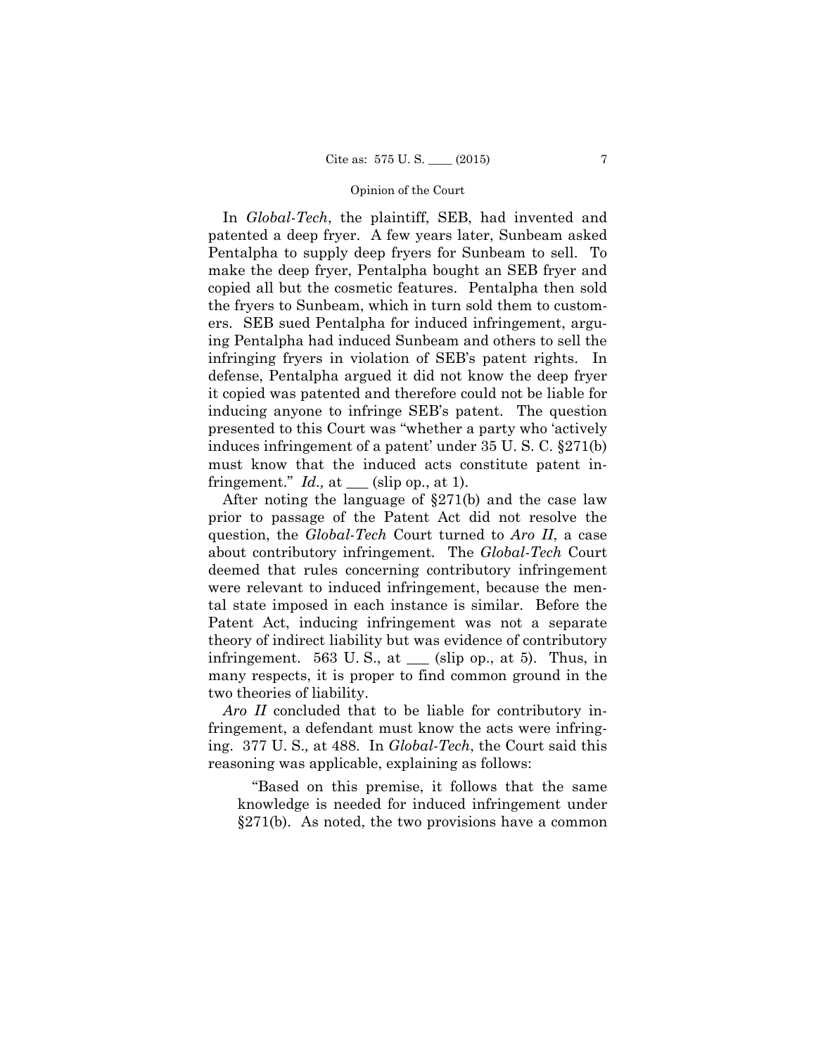In *Global-Tech*, the plaintiff, SEB, had invented and patented a deep fryer. A few years later, Sunbeam asked Pentalpha to supply deep fryers for Sunbeam to sell. To make the deep fryer, Pentalpha bought an SEB fryer and copied all but the cosmetic features. Pentalpha then sold the fryers to Sunbeam, which in turn sold them to customers. SEB sued Pentalpha for induced infringement, arguing Pentalpha had induced Sunbeam and others to sell the infringing fryers in violation of SEB's patent rights. In defense, Pentalpha argued it did not know the deep fryer it copied was patented and therefore could not be liable for inducing anyone to infringe SEB's patent. The question presented to this Court was "whether a party who 'actively induces infringement of a patent' under 35 U. S. C. §271(b) must know that the induced acts constitute patent infringement." *Id.,* at ___ (slip op., at 1).

After noting the language of §271(b) and the case law prior to passage of the Patent Act did not resolve the question, the *Global-Tech* Court turned to *Aro II*, a case about contributory infringement. The *Global-Tech* Court deemed that rules concerning contributory infringement were relevant to induced infringement, because the mental state imposed in each instance is similar. Before the Patent Act, inducing infringement was not a separate theory of indirect liability but was evidence of contributory infringement. 563 U. S., at ___ (slip op., at 5). Thus, in many respects, it is proper to find common ground in the two theories of liability.

*Aro II* concluded that to be liable for contributory infringement, a defendant must know the acts were infringing. 377 U. S.*,* at 488. In *Global-Tech*, the Court said this reasoning was applicable, explaining as follows:

> "Based on this premise, it follows that the same knowledge is needed for induced infringement under §271(b). As noted, the two provisions have a common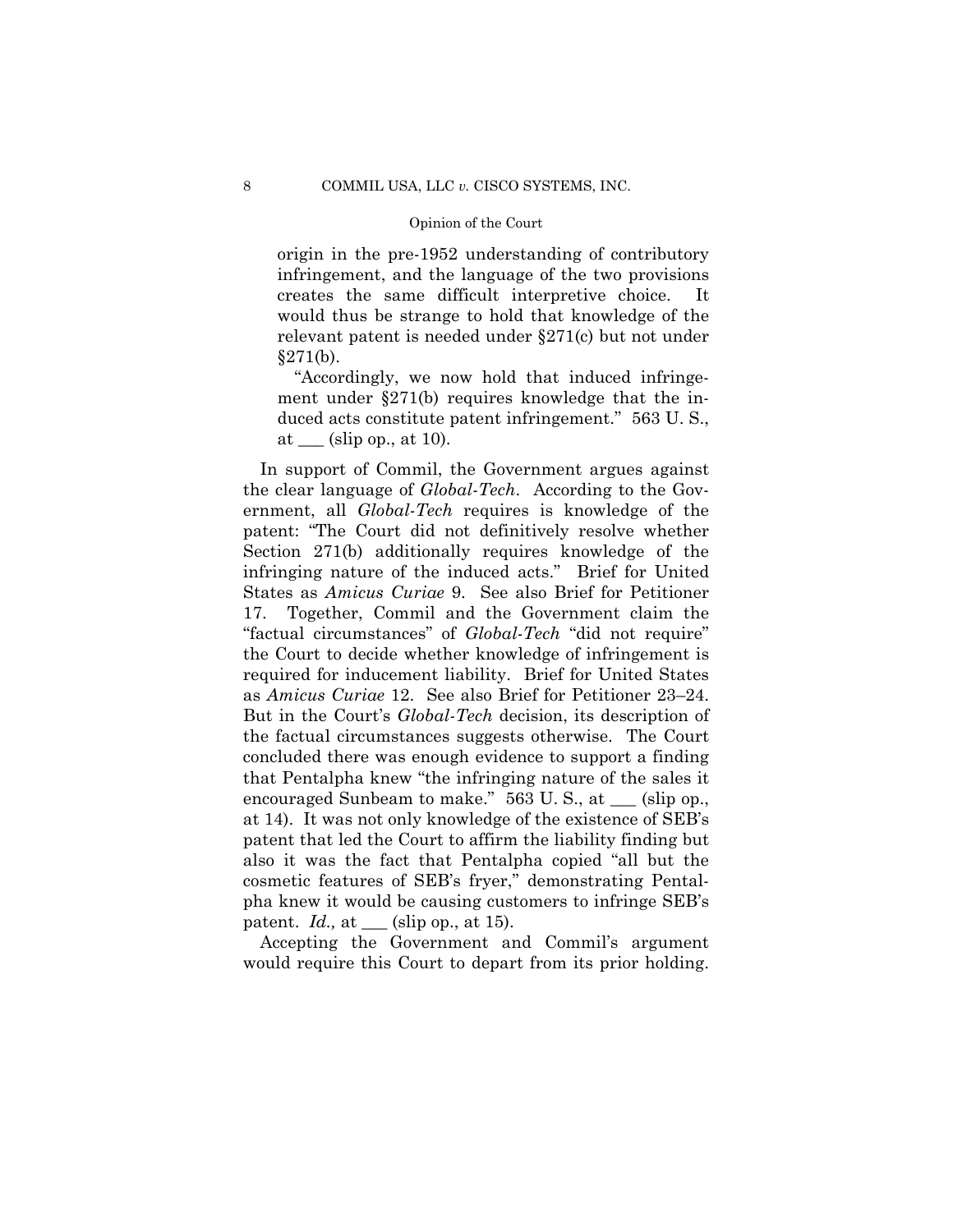> origin in the pre-1952 understanding of contributory infringement, and the language of the two provisions creates the same difficult interpretive choice. It would thus be strange to hold that knowledge of the relevant patent is needed under §271(c) but not under §271(b).
>
> "Accordingly, we now hold that induced infringement under §271(b) requires knowledge that the induced acts constitute patent infringement." 563 U. S., at ___ (slip op., at 10).

In support of Commil, the Government argues against the clear language of *Global-Tech*. According to the Government, all *Global-Tech* requires is knowledge of the patent: "The Court did not definitively resolve whether Section 271(b) additionally requires knowledge of the infringing nature of the induced acts." Brief for United States as *Amicus Curiae* 9. See also Brief for Petitioner 17. Together, Commil and the Government claim the "factual circumstances" of *Global-Tech* "did not require" the Court to decide whether knowledge of infringement is required for inducement liability. Brief for United States as *Amicus Curiae* 12. See also Brief for Petitioner 23–24. But in the Court's *Global-Tech* decision, its description of the factual circumstances suggests otherwise. The Court concluded there was enough evidence to support a finding that Pentalpha knew "the infringing nature of the sales it encouraged Sunbeam to make." 563 U. S., at ___ (slip op., at 14). It was not only knowledge of the existence of SEB's patent that led the Court to affirm the liability finding but also it was the fact that Pentalpha copied "all but the cosmetic features of SEB's fryer," demonstrating Pentalpha knew it would be causing customers to infringe SEB's patent. *Id.,* at ___ (slip op., at 15).

Accepting the Government and Commil's argument would require this Court to depart from its prior holding.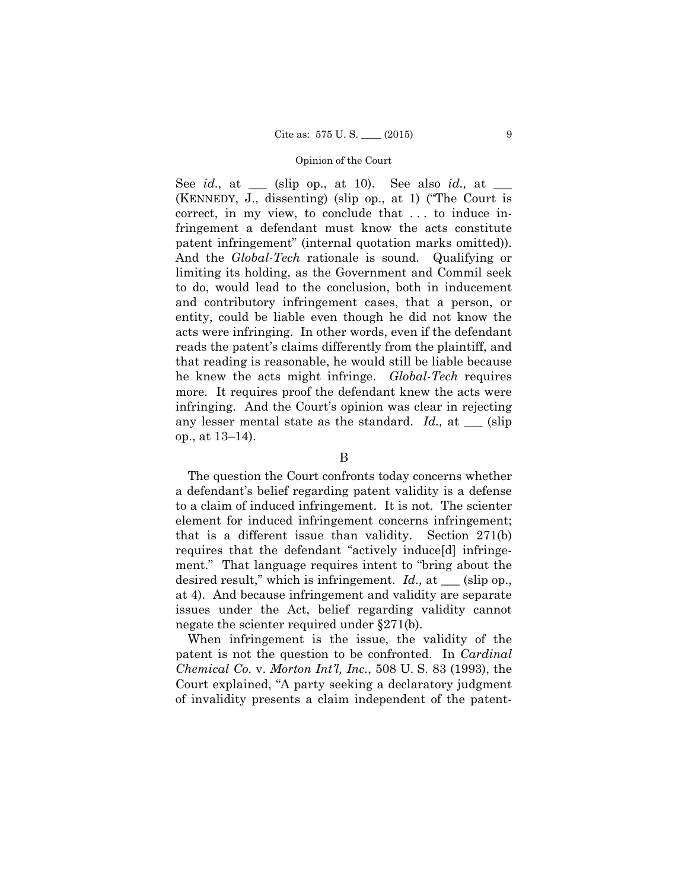See *id.,* at ___ (slip op., at 10). See also *id.,* at ___ (KENNEDY, J., dissenting) (slip op., at 1) ("The Court is correct, in my view, to conclude that . . . to induce infringement a defendant must know the acts constitute patent infringement" (internal quotation marks omitted)). And the *Global-Tech* rationale is sound. Qualifying or limiting its holding, as the Government and Commil seek to do, would lead to the conclusion, both in inducement and contributory infringement cases, that a person, or entity, could be liable even though he did not know the acts were infringing. In other words, even if the defendant reads the patent's claims differently from the plaintiff, and that reading is reasonable, he would still be liable because he knew the acts might infringe. *Global-Tech* requires more. It requires proof the defendant knew the acts were infringing. And the Court's opinion was clear in rejecting any lesser mental state as the standard. *Id.,* at ___ (slip op., at 13–14).

B

The question the Court confronts today concerns whether a defendant's belief regarding patent validity is a defense to a claim of induced infringement. It is not. The scienter element for induced infringement concerns infringement; that is a different issue than validity. Section 271(b) requires that the defendant "actively induce[d] infringement." That language requires intent to "bring about the desired result," which is infringement. *Id.,* at ___ (slip op., at 4). And because infringement and validity are separate issues under the Act, belief regarding validity cannot negate the scienter required under §271(b).

When infringement is the issue, the validity of the patent is not the question to be confronted. In *Cardinal Chemical Co.* v. *Morton Int'l, Inc.*, 508 U. S. 83 (1993), the Court explained, "A party seeking a declaratory judgment of invalidity presents a claim independent of the patent-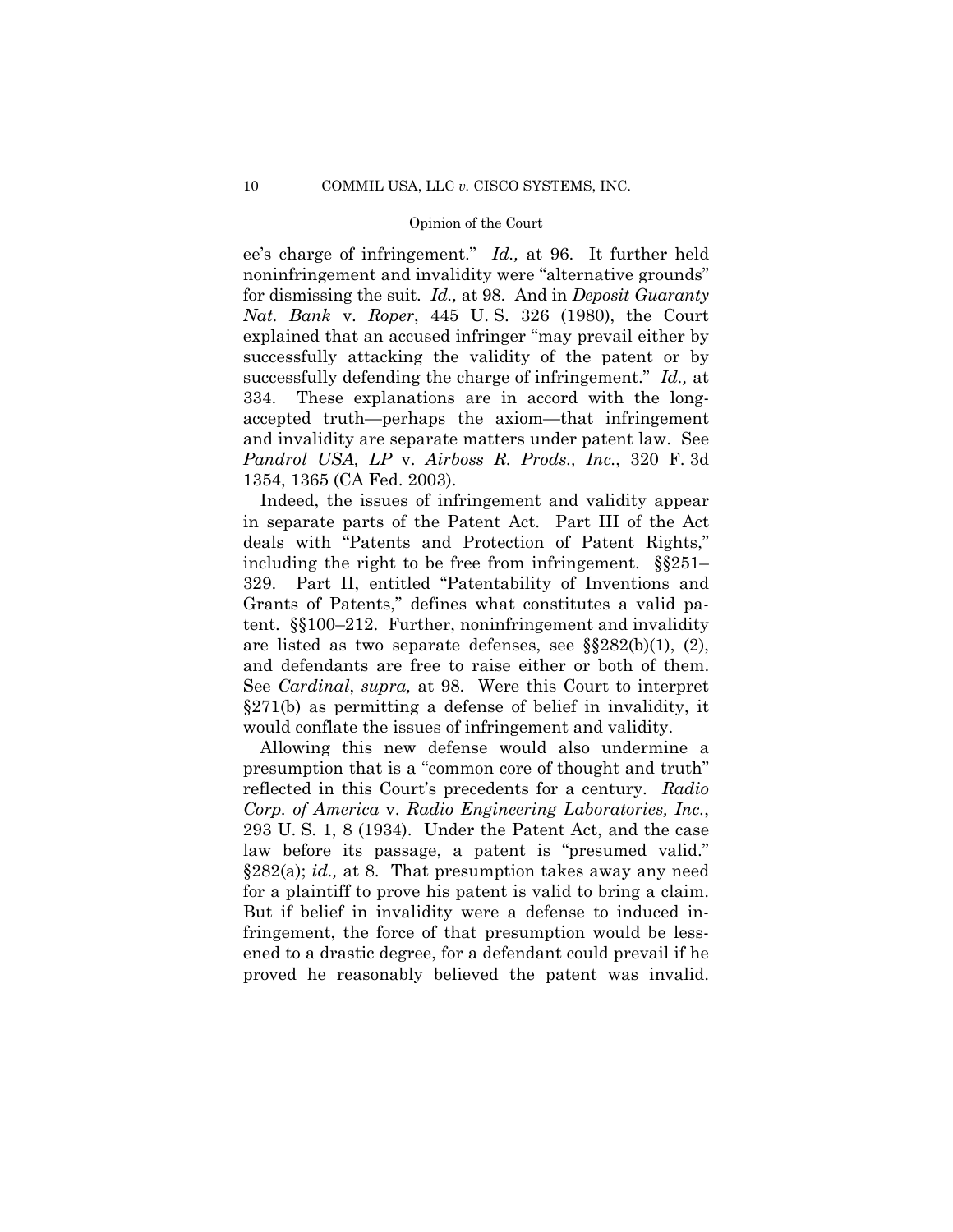ee's charge of infringement." *Id.,* at 96. It further held noninfringement and invalidity were "alternative grounds" for dismissing the suit. *Id.,* at 98. And in *Deposit Guaranty Nat. Bank* v. *Roper*, 445 U. S. 326 (1980), the Court explained that an accused infringer "may prevail either by successfully attacking the validity of the patent or by successfully defending the charge of infringement." *Id.,* at 334. These explanations are in accord with the long-accepted truth—perhaps the axiom—that infringement and invalidity are separate matters under patent law. See *Pandrol USA, LP* v. *Airboss R. Prods., Inc.*, 320 F. 3d 1354, 1365 (CA Fed. 2003).

Indeed, the issues of infringement and validity appear in separate parts of the Patent Act. Part III of the Act deals with "Patents and Protection of Patent Rights," including the right to be free from infringement. §§251–329. Part II, entitled "Patentability of Inventions and Grants of Patents," defines what constitutes a valid patent. §§100–212. Further, noninfringement and invalidity are listed as two separate defenses, see §§282(b)(1), (2), and defendants are free to raise either or both of them. See *Cardinal*, *supra,* at 98. Were this Court to interpret §271(b) as permitting a defense of belief in invalidity, it would conflate the issues of infringement and validity.

Allowing this new defense would also undermine a presumption that is a "common core of thought and truth" reflected in this Court's precedents for a century. *Radio Corp. of America* v. *Radio Engineering Laboratories, Inc.*, 293 U. S. 1, 8 (1934). Under the Patent Act, and the case law before its passage, a patent is "presumed valid." §282(a); *id.,* at 8. That presumption takes away any need for a plaintiff to prove his patent is valid to bring a claim. But if belief in invalidity were a defense to induced infringement, the force of that presumption would be lessened to a drastic degree, for a defendant could prevail if he proved he reasonably believed the patent was invalid.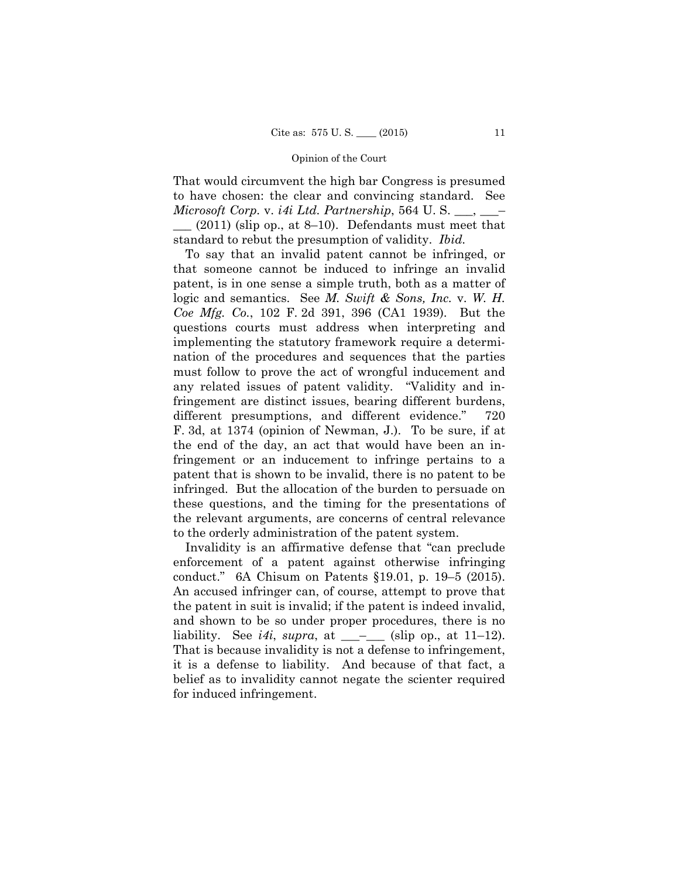That would circumvent the high bar Congress is presumed to have chosen: the clear and convincing standard. See *Microsoft Corp.* v. *i4i Ltd. Partnership*, 564 U. S. ___, ___–___ (2011) (slip op., at 8–10). Defendants must meet that standard to rebut the presumption of validity. *Ibid.*

To say that an invalid patent cannot be infringed, or that someone cannot be induced to infringe an invalid patent, is in one sense a simple truth, both as a matter of logic and semantics. See *M. Swift & Sons, Inc.* v. *W. H. Coe Mfg. Co.*, 102 F. 2d 391, 396 (CA1 1939). But the questions courts must address when interpreting and implementing the statutory framework require a determination of the procedures and sequences that the parties must follow to prove the act of wrongful inducement and any related issues of patent validity. "Validity and infringement are distinct issues, bearing different burdens, different presumptions, and different evidence." 720 F. 3d, at 1374 (opinion of Newman, J.). To be sure, if at the end of the day, an act that would have been an infringement or an inducement to infringe pertains to a patent that is shown to be invalid, there is no patent to be infringed. But the allocation of the burden to persuade on these questions, and the timing for the presentations of the relevant arguments, are concerns of central relevance to the orderly administration of the patent system.

Invalidity is an affirmative defense that "can preclude enforcement of a patent against otherwise infringing conduct." 6A Chisum on Patents §19.01, p. 19–5 (2015). An accused infringer can, of course, attempt to prove that the patent in suit is invalid; if the patent is indeed invalid, and shown to be so under proper procedures, there is no liability. See *i4i*, *supra*, at ___–___ (slip op., at 11–12). That is because invalidity is not a defense to infringement, it is a defense to liability. And because of that fact, a belief as to invalidity cannot negate the scienter required for induced infringement.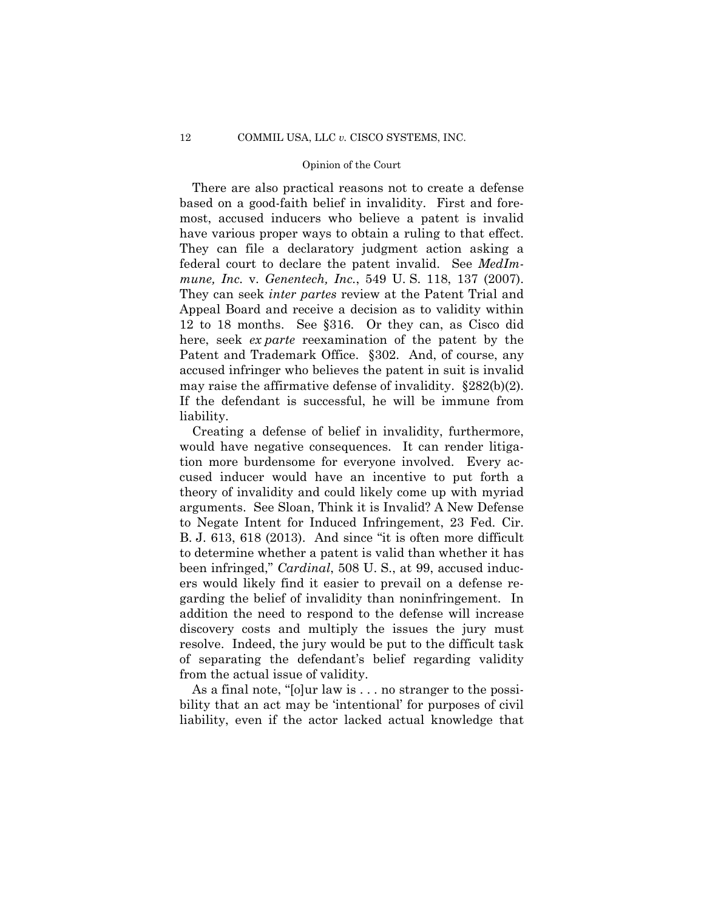There are also practical reasons not to create a defense based on a good-faith belief in invalidity. First and foremost, accused inducers who believe a patent is invalid have various proper ways to obtain a ruling to that effect. They can file a declaratory judgment action asking a federal court to declare the patent invalid. See *MedImmune, Inc.* v. *Genentech, Inc.*, 549 U. S. 118, 137 (2007). They can seek *inter partes* review at the Patent Trial and Appeal Board and receive a decision as to validity within 12 to 18 months. See §316. Or they can, as Cisco did here, seek *ex parte* reexamination of the patent by the Patent and Trademark Office. §302. And, of course, any accused infringer who believes the patent in suit is invalid may raise the affirmative defense of invalidity. §282(b)(2). If the defendant is successful, he will be immune from liability.

Creating a defense of belief in invalidity, furthermore, would have negative consequences. It can render litigation more burdensome for everyone involved. Every accused inducer would have an incentive to put forth a theory of invalidity and could likely come up with myriad arguments. See Sloan, Think it is Invalid? A New Defense to Negate Intent for Induced Infringement, 23 Fed. Cir. B. J. 613, 618 (2013). And since "it is often more difficult to determine whether a patent is valid than whether it has been infringed," *Cardinal*, 508 U. S., at 99, accused inducers would likely find it easier to prevail on a defense regarding the belief of invalidity than noninfringement. In addition the need to respond to the defense will increase discovery costs and multiply the issues the jury must resolve. Indeed, the jury would be put to the difficult task of separating the defendant's belief regarding validity from the actual issue of validity.

As a final note, "[o]ur law is . . . no stranger to the possibility that an act may be 'intentional' for purposes of civil liability, even if the actor lacked actual knowledge that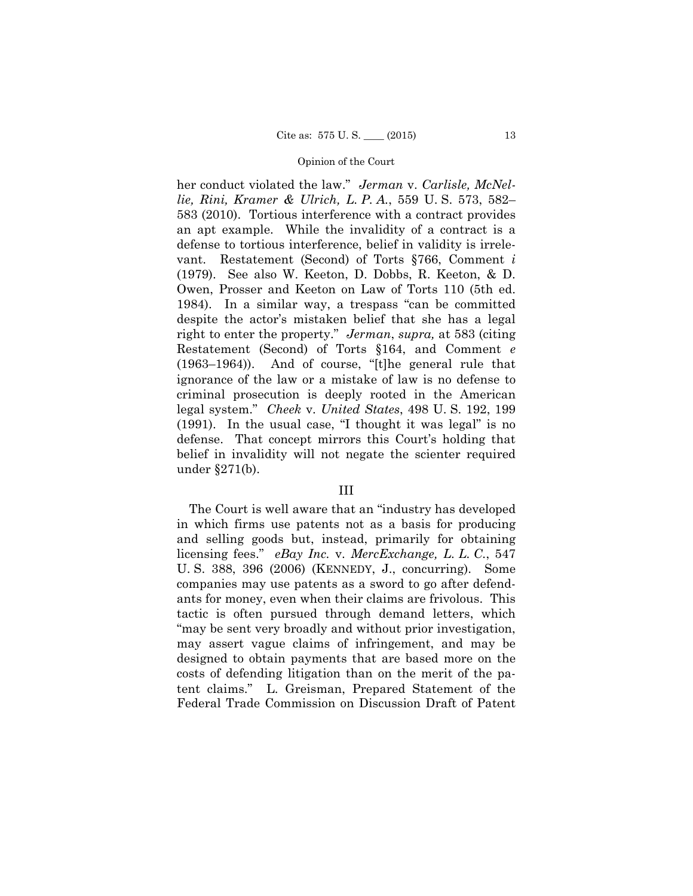her conduct violated the law." *Jerman* v. *Carlisle, McNellie, Rini, Kramer & Ulrich, L. P. A.*, 559 U. S. 573, 582–583 (2010). Tortious interference with a contract provides an apt example. While the invalidity of a contract is a defense to tortious interference, belief in validity is irrelevant. Restatement (Second) of Torts §766, Comment *i* (1979). See also W. Keeton, D. Dobbs, R. Keeton, & D. Owen, Prosser and Keeton on Law of Torts 110 (5th ed. 1984). In a similar way, a trespass "can be committed despite the actor's mistaken belief that she has a legal right to enter the property." *Jerman*, *supra,* at 583 (citing Restatement (Second) of Torts §164, and Comment *e* (1963–1964)). And of course, "[t]he general rule that ignorance of the law or a mistake of law is no defense to criminal prosecution is deeply rooted in the American legal system." *Cheek* v. *United States*, 498 U. S. 192, 199 (1991). In the usual case, "I thought it was legal" is no defense. That concept mirrors this Court's holding that belief in invalidity will not negate the scienter required under §271(b).

## III

The Court is well aware that an "industry has developed in which firms use patents not as a basis for producing and selling goods but, instead, primarily for obtaining licensing fees." *eBay Inc.* v. *MercExchange, L. L. C.*, 547 U. S. 388, 396 (2006) (KENNEDY, J., concurring). Some companies may use patents as a sword to go after defendants for money, even when their claims are frivolous. This tactic is often pursued through demand letters, which "may be sent very broadly and without prior investigation, may assert vague claims of infringement, and may be designed to obtain payments that are based more on the costs of defending litigation than on the merit of the patent claims." L. Greisman, Prepared Statement of the Federal Trade Commission on Discussion Draft of Patent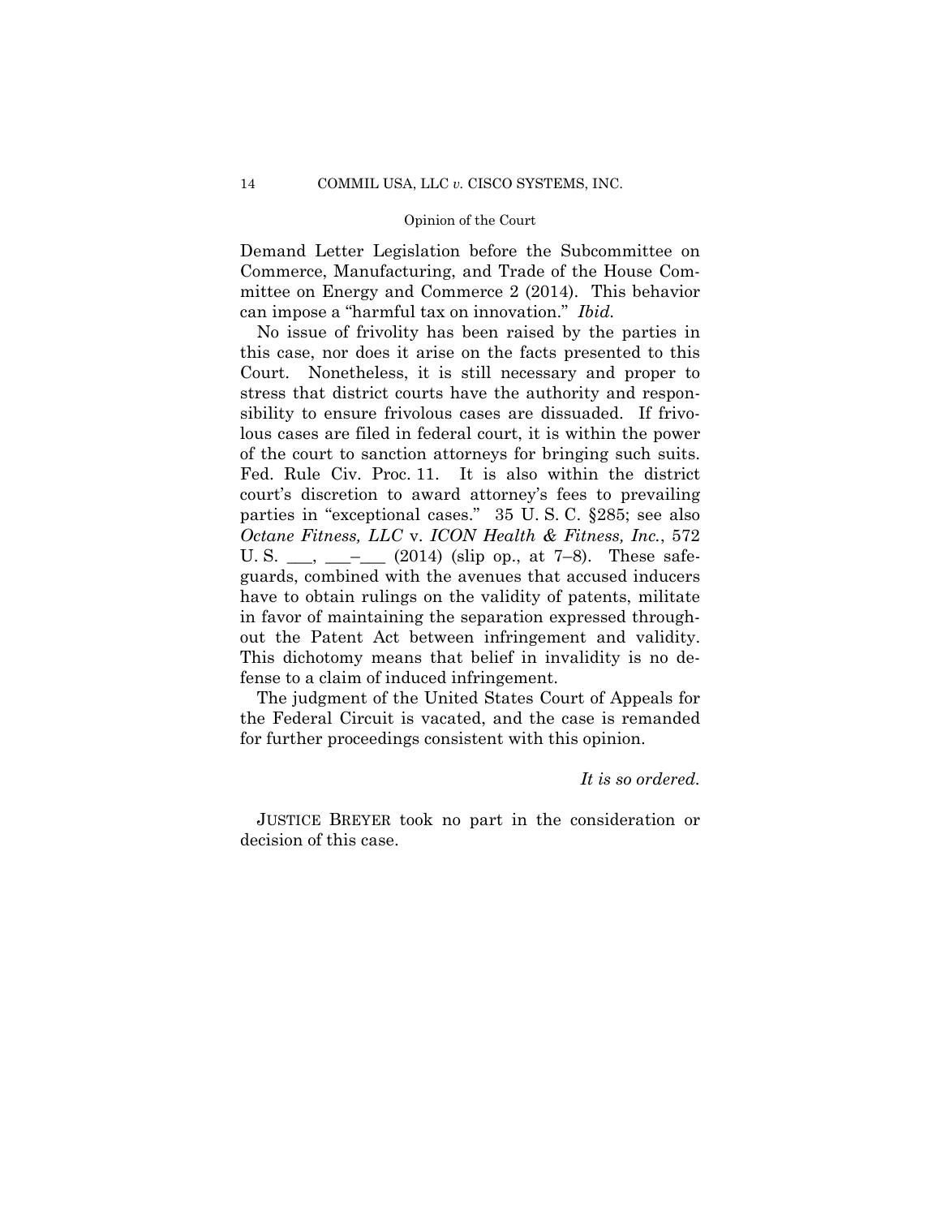Demand Letter Legislation before the Subcommittee on Commerce, Manufacturing, and Trade of the House Committee on Energy and Commerce 2 (2014). This behavior can impose a "harmful tax on innovation." *Ibid.*

No issue of frivolity has been raised by the parties in this case, nor does it arise on the facts presented to this Court. Nonetheless, it is still necessary and proper to stress that district courts have the authority and responsibility to ensure frivolous cases are dissuaded. If frivolous cases are filed in federal court, it is within the power of the court to sanction attorneys for bringing such suits. Fed. Rule Civ. Proc. 11. It is also within the district court's discretion to award attorney's fees to prevailing parties in "exceptional cases." 35 U. S. C. §285; see also *Octane Fitness, LLC* v. *ICON Health & Fitness, Inc.*, 572 U. S. \_\_\_, \_\_\_–\_\_\_ (2014) (slip op., at 7–8). These safeguards, combined with the avenues that accused inducers have to obtain rulings on the validity of patents, militate in favor of maintaining the separation expressed throughout the Patent Act between infringement and validity. This dichotomy means that belief in invalidity is no defense to a claim of induced infringement.

The judgment of the United States Court of Appeals for the Federal Circuit is vacated, and the case is remanded for further proceedings consistent with this opinion.

*It is so ordered.*

JUSTICE BREYER took no part in the consideration or decision of this case.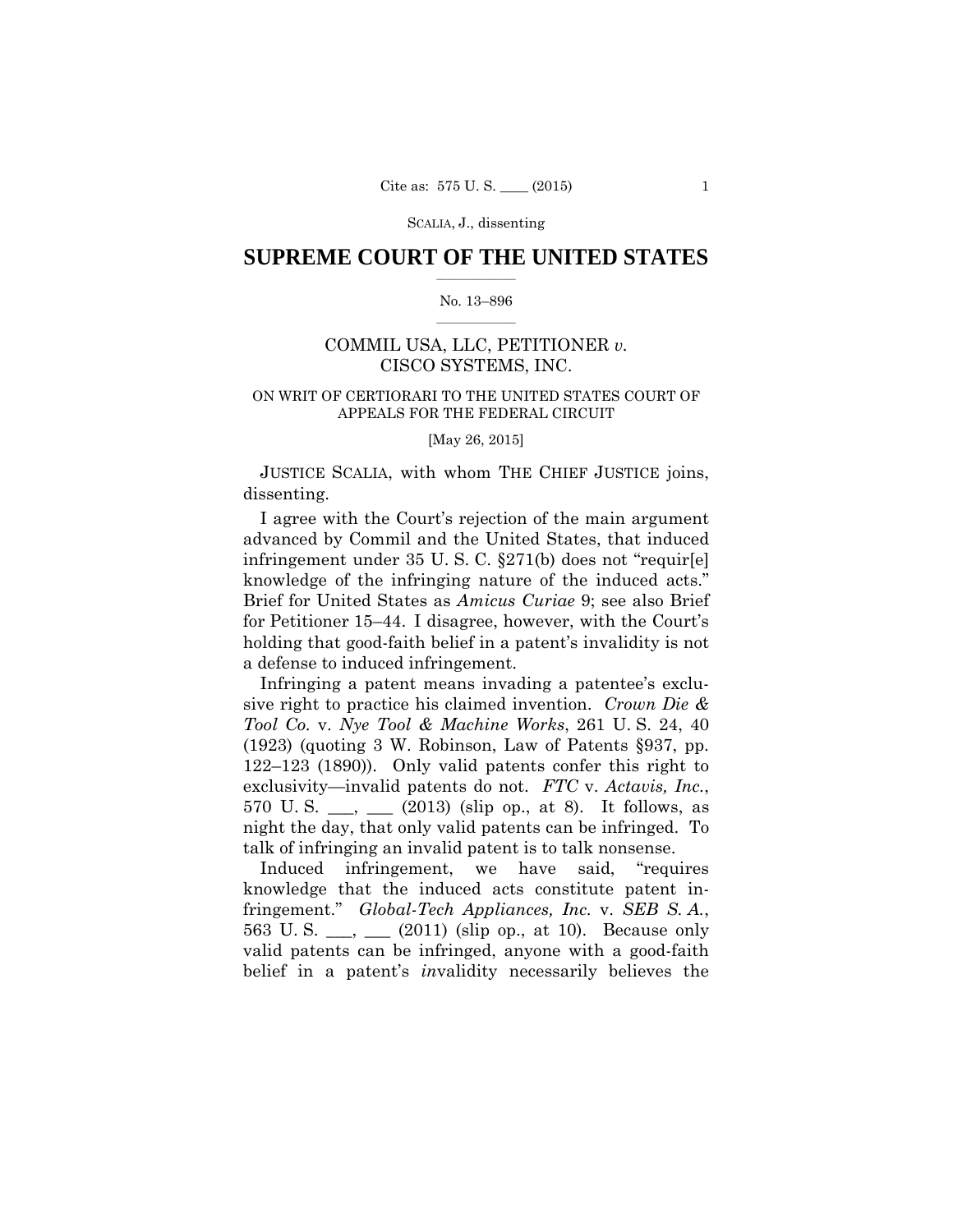SCALIA, J., dissenting

# SUPREME COURT OF THE UNITED STATES

No. 13–896

COMMIL USA, LLC, PETITIONER *v.* CISCO SYSTEMS, INC.

ON WRIT OF CERTIORARI TO THE UNITED STATES COURT OF APPEALS FOR THE FEDERAL CIRCUIT

[May 26, 2015]

JUSTICE SCALIA, with whom THE CHIEF JUSTICE joins, dissenting.

I agree with the Court's rejection of the main argument advanced by Commil and the United States, that induced infringement under 35 U. S. C. §271(b) does not "requir[e] knowledge of the infringing nature of the induced acts." Brief for United States as *Amicus Curiae* 9; see also Brief for Petitioner 15–44. I disagree, however, with the Court's holding that good-faith belief in a patent's invalidity is not a defense to induced infringement.

Infringing a patent means invading a patentee's exclusive right to practice his claimed invention. *Crown Die & Tool Co.* v. *Nye Tool & Machine Works*, 261 U. S. 24, 40 (1923) (quoting 3 W. Robinson, Law of Patents §937, pp. 122–123 (1890)). Only valid patents confer this right to exclusivity—invalid patents do not. *FTC* v. *Actavis, Inc.*, 570 U. S. ___, ___ (2013) (slip op., at 8). It follows, as night the day, that only valid patents can be infringed. To talk of infringing an invalid patent is to talk nonsense.

Induced infringement, we have said, "requires knowledge that the induced acts constitute patent infringement." *Global-Tech Appliances, Inc.* v. *SEB S. A.*, 563 U. S. ___, ___ (2011) (slip op., at 10). Because only valid patents can be infringed, anyone with a good-faith belief in a patent's *in*validity necessarily believes the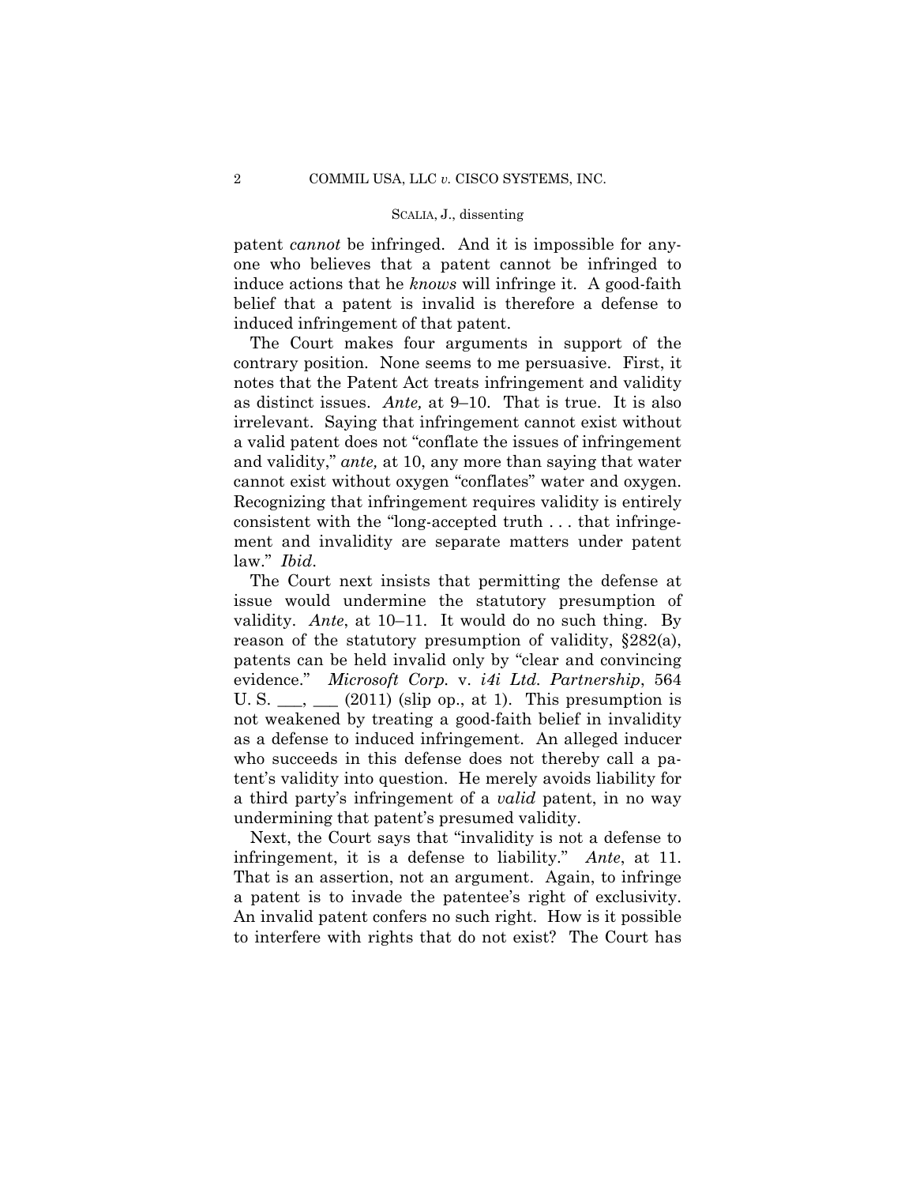patent *cannot* be infringed. And it is impossible for anyone who believes that a patent cannot be infringed to induce actions that he *knows* will infringe it. A good-faith belief that a patent is invalid is therefore a defense to induced infringement of that patent.

The Court makes four arguments in support of the contrary position. None seems to me persuasive. First, it notes that the Patent Act treats infringement and validity as distinct issues. *Ante,* at 9–10. That is true. It is also irrelevant. Saying that infringement cannot exist without a valid patent does not "conflate the issues of infringement and validity," *ante,* at 10, any more than saying that water cannot exist without oxygen "conflates" water and oxygen. Recognizing that infringement requires validity is entirely consistent with the "long-accepted truth . . . that infringement and invalidity are separate matters under patent law." *Ibid*.

The Court next insists that permitting the defense at issue would undermine the statutory presumption of validity. *Ante*, at 10–11. It would do no such thing. By reason of the statutory presumption of validity, §282(a), patents can be held invalid only by "clear and convincing evidence." *Microsoft Corp.* v. *i4i Ltd. Partnership*, 564 U. S. ___, ___ (2011) (slip op., at 1). This presumption is not weakened by treating a good-faith belief in invalidity as a defense to induced infringement. An alleged inducer who succeeds in this defense does not thereby call a patent's validity into question. He merely avoids liability for a third party's infringement of a *valid* patent, in no way undermining that patent's presumed validity.

Next, the Court says that "invalidity is not a defense to infringement, it is a defense to liability." *Ante*, at 11. That is an assertion, not an argument. Again, to infringe a patent is to invade the patentee's right of exclusivity. An invalid patent confers no such right. How is it possible to interfere with rights that do not exist? The Court has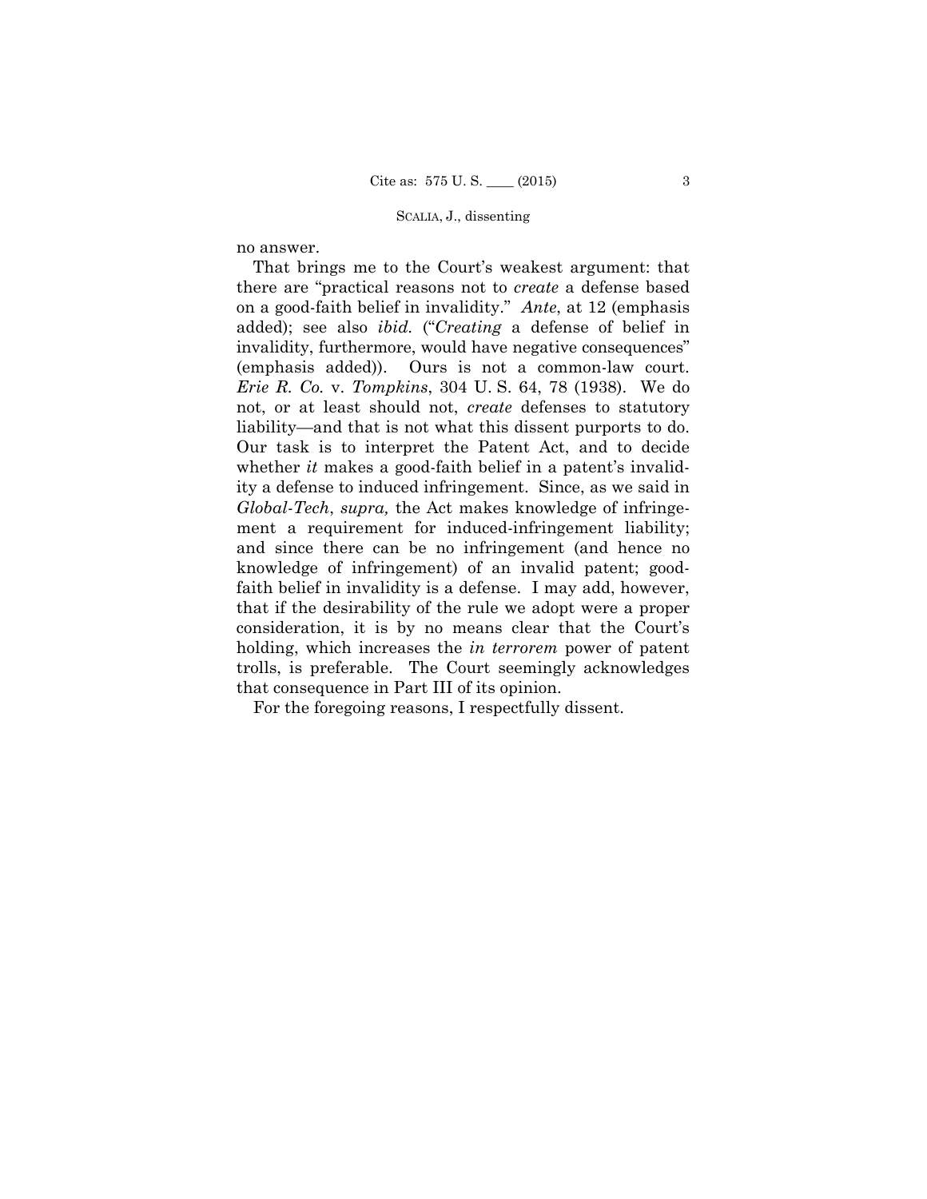no answer.

That brings me to the Court's weakest argument: that there are "practical reasons not to *create* a defense based on a good-faith belief in invalidity." *Ante*, at 12 (emphasis added); see also *ibid.* ("*Creating* a defense of belief in invalidity, furthermore, would have negative consequences" (emphasis added)). Ours is not a common-law court. *Erie R. Co.* v. *Tompkins*, 304 U. S. 64, 78 (1938). We do not, or at least should not, *create* defenses to statutory liability—and that is not what this dissent purports to do. Our task is to interpret the Patent Act, and to decide whether *it* makes a good-faith belief in a patent's invalidity a defense to induced infringement. Since, as we said in *Global-Tech*, *supra,* the Act makes knowledge of infringement a requirement for induced-infringement liability; and since there can be no infringement (and hence no knowledge of infringement) of an invalid patent; good-faith belief in invalidity is a defense. I may add, however, that if the desirability of the rule we adopt were a proper consideration, it is by no means clear that the Court's holding, which increases the *in terrorem* power of patent trolls, is preferable. The Court seemingly acknowledges that consequence in Part III of its opinion.

For the foregoing reasons, I respectfully dissent.